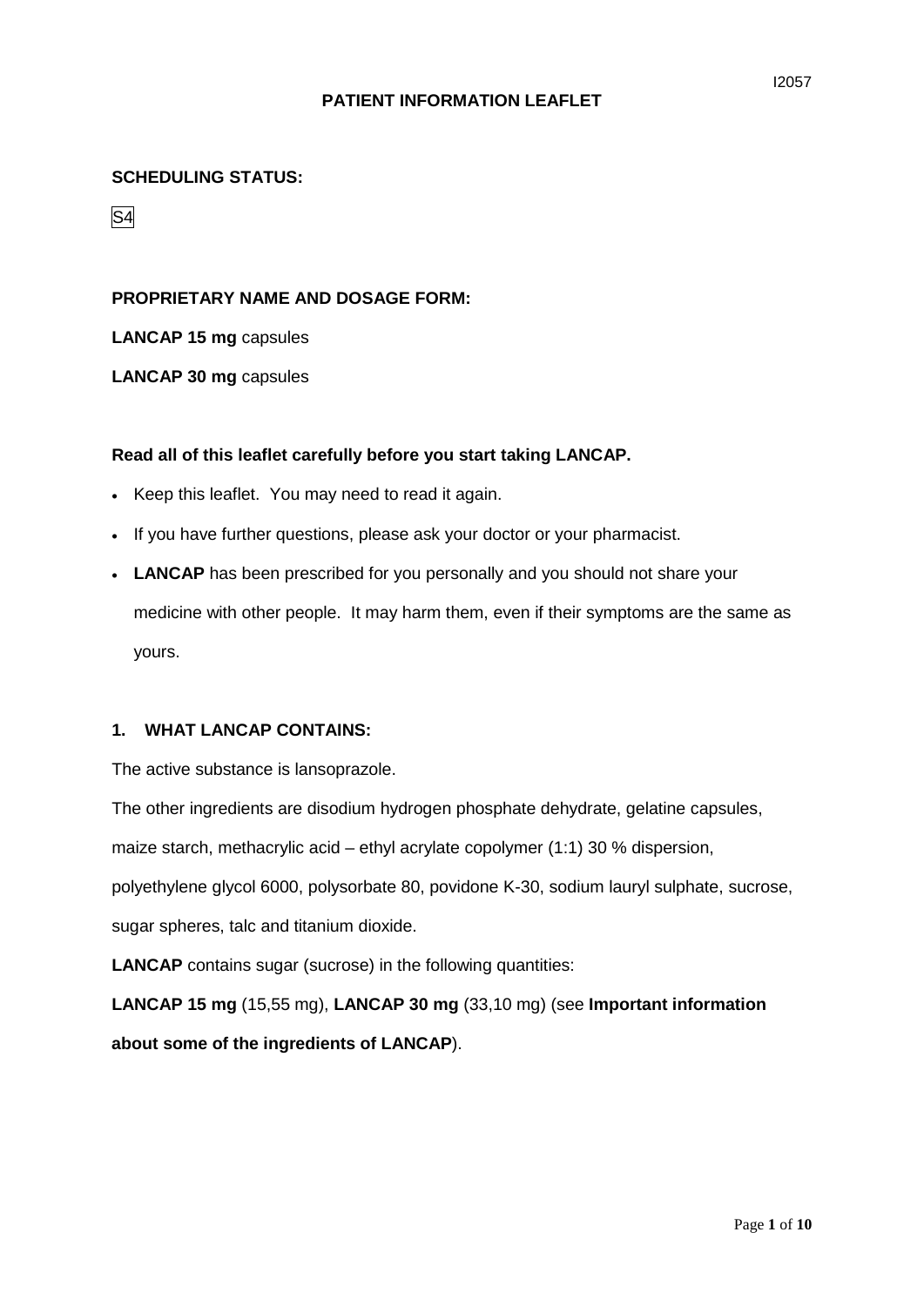# PATIENT INFORMATION LEAFLET

**SCHEDULING STATUS:**

S4

**PROPRIETARY NAME AND DOSAGE FORM:**

**LANCAP 15 mg** capsules

**LANCAP 30 mg** capsules

**Read all of this leaflet carefully before you start taking LANCAP.**

- Keep this leaflet. You may need to read it again.
- If you have further questions, please ask your doctor or your pharmacist.
- **LANCAP** has been prescribed for you personally and you should not share your medicine with other people. It may harm them, even if their symptoms are the same as yours.

## 1. WHAT LANCAP CONTAINS:

The active substance is lansoprazole.

The other ingredients are disodium hydrogen phosphate dehydrate, gelatine capsules, maize starch, methacrylic acid – ethyl acrylate copolymer (1:1) 30 % dispersion, polyethylene glycol 6000, polysorbate 80, povidone K-30, sodium lauryl sulphate, sucrose, sugar spheres, talc and titanium dioxide.

**LANCAP** contains sugar (sucrose) in the following quantities:

**LANCAP 15 mg** (15,55 mg), **LANCAP 30 mg** (33,10 mg) (see **Important information about some of the ingredients of LANCAP**).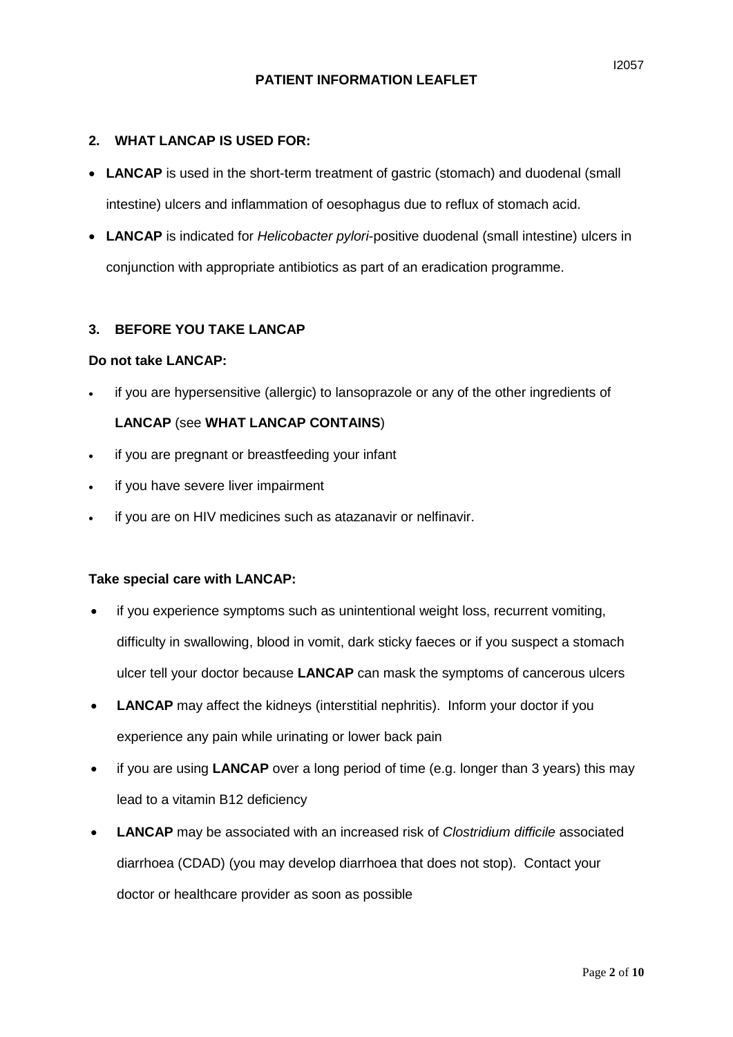## 2. WHAT LANCAP IS USED FOR:

- **LANCAP** is used in the short-term treatment of gastric (stomach) and duodenal (small intestine) ulcers and inflammation of oesophagus due to reflux of stomach acid.
- **LANCAP** is indicated for *Helicobacter pylori*-positive duodenal (small intestine) ulcers in conjunction with appropriate antibiotics as part of an eradication programme.

## 3. BEFORE YOU TAKE LANCAP

**Do not take LANCAP:**

- if you are hypersensitive (allergic) to lansoprazole or any of the other ingredients of **LANCAP** (see **WHAT LANCAP CONTAINS**)
- if you are pregnant or breastfeeding your infant
- if you have severe liver impairment
- if you are on HIV medicines such as atazanavir or nelfinavir.

**Take special care with LANCAP:**

- if you experience symptoms such as unintentional weight loss, recurrent vomiting, difficulty in swallowing, blood in vomit, dark sticky faeces or if you suspect a stomach ulcer tell your doctor because **LANCAP** can mask the symptoms of cancerous ulcers
- **LANCAP** may affect the kidneys (interstitial nephritis). Inform your doctor if you experience any pain while urinating or lower back pain
- if you are using **LANCAP** over a long period of time (e.g. longer than 3 years) this may lead to a vitamin B12 deficiency
- **LANCAP** may be associated with an increased risk of *Clostridium difficile* associated diarrhoea (CDAD) (you may develop diarrhoea that does not stop). Contact your doctor or healthcare provider as soon as possible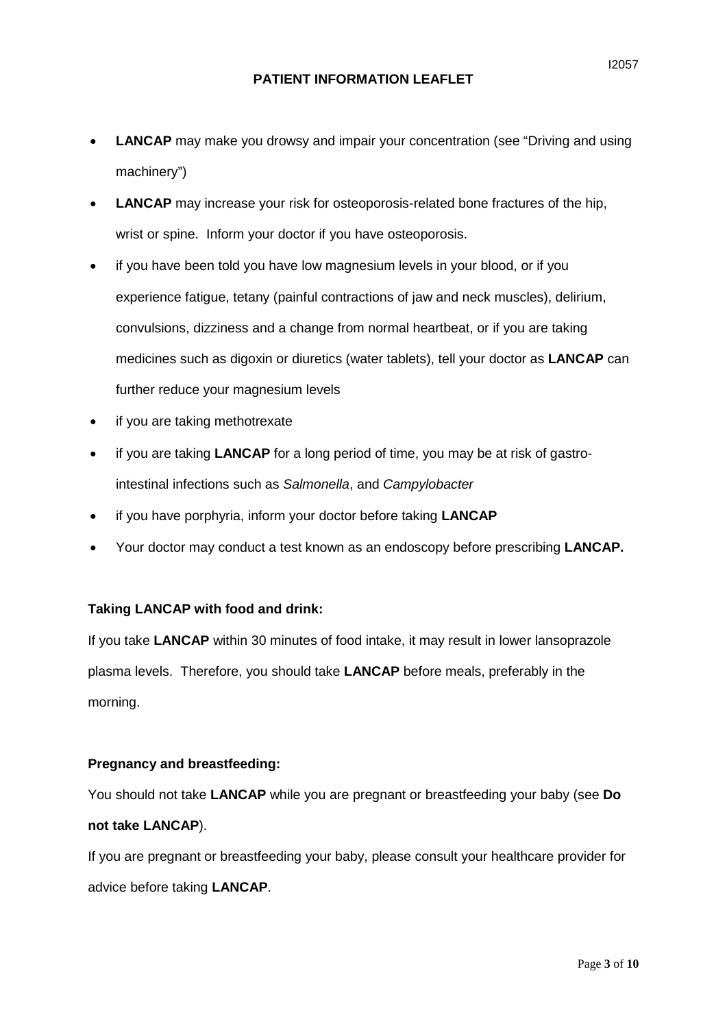- **LANCAP** may make you drowsy and impair your concentration (see "Driving and using machinery")
- **LANCAP** may increase your risk for osteoporosis-related bone fractures of the hip, wrist or spine. Inform your doctor if you have osteoporosis.
- if you have been told you have low magnesium levels in your blood, or if you experience fatigue, tetany (painful contractions of jaw and neck muscles), delirium, convulsions, dizziness and a change from normal heartbeat, or if you are taking medicines such as digoxin or diuretics (water tablets), tell your doctor as **LANCAP** can further reduce your magnesium levels
- if you are taking methotrexate
- if you are taking **LANCAP** for a long period of time, you may be at risk of gastro-intestinal infections such as *Salmonella*, and *Campylobacter*
- if you have porphyria, inform your doctor before taking **LANCAP**
- Your doctor may conduct a test known as an endoscopy before prescribing **LANCAP.**

**Taking LANCAP with food and drink:**

If you take **LANCAP** within 30 minutes of food intake, it may result in lower lansoprazole plasma levels. Therefore, you should take **LANCAP** before meals, preferably in the morning.

**Pregnancy and breastfeeding:**

You should not take **LANCAP** while you are pregnant or breastfeeding your baby (see **Do not take LANCAP**).

If you are pregnant or breastfeeding your baby, please consult your healthcare provider for advice before taking **LANCAP**.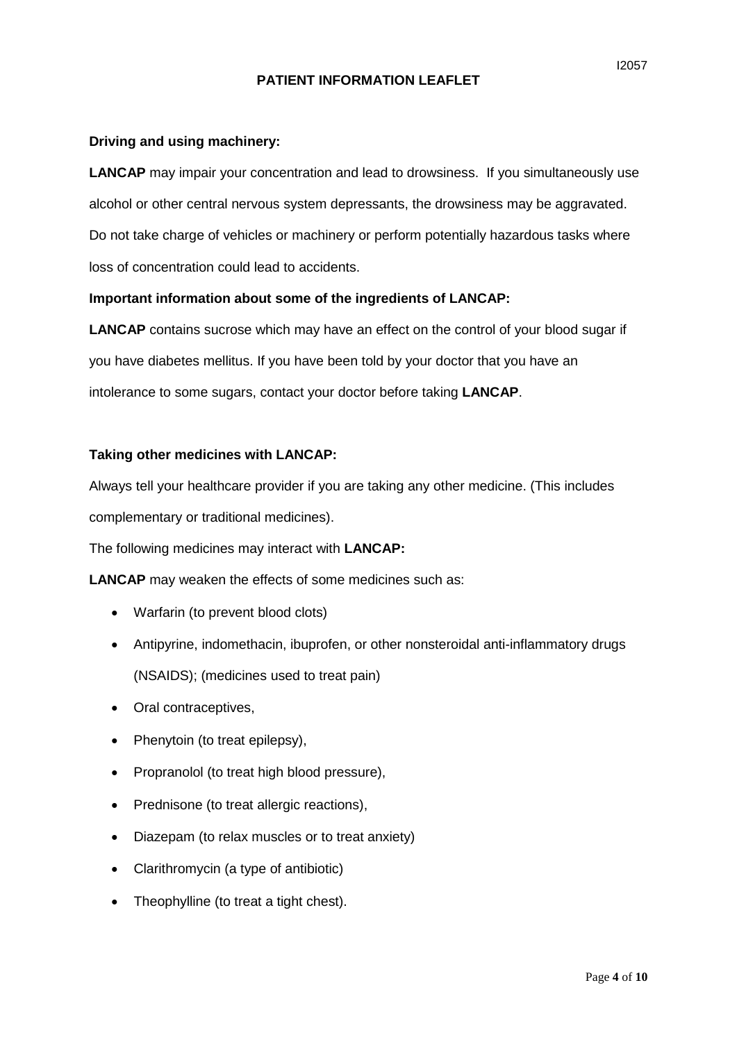**Driving and using machinery:**

**LANCAP** may impair your concentration and lead to drowsiness. If you simultaneously use alcohol or other central nervous system depressants, the drowsiness may be aggravated. Do not take charge of vehicles or machinery or perform potentially hazardous tasks where loss of concentration could lead to accidents.

**Important information about some of the ingredients of LANCAP:**

**LANCAP** contains sucrose which may have an effect on the control of your blood sugar if you have diabetes mellitus. If you have been told by your doctor that you have an intolerance to some sugars, contact your doctor before taking **LANCAP**.

**Taking other medicines with LANCAP:**

Always tell your healthcare provider if you are taking any other medicine. (This includes complementary or traditional medicines).

The following medicines may interact with **LANCAP:**

**LANCAP** may weaken the effects of some medicines such as:

- Warfarin (to prevent blood clots)
- Antipyrine, indomethacin, ibuprofen, or other nonsteroidal anti-inflammatory drugs (NSAIDS); (medicines used to treat pain)
- Oral contraceptives,
- Phenytoin (to treat epilepsy),
- Propranolol (to treat high blood pressure),
- Prednisone (to treat allergic reactions),
- Diazepam (to relax muscles or to treat anxiety)
- Clarithromycin (a type of antibiotic)
- Theophylline (to treat a tight chest).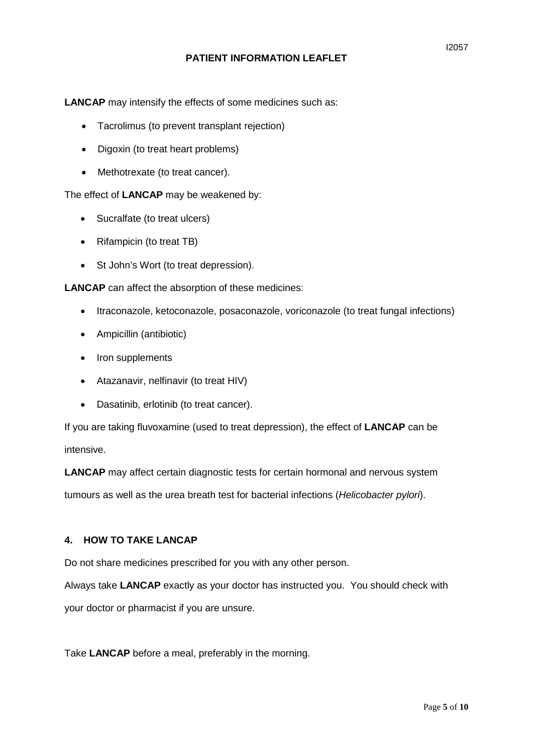**LANCAP** may intensify the effects of some medicines such as:

- Tacrolimus (to prevent transplant rejection)
- Digoxin (to treat heart problems)
- Methotrexate (to treat cancer).

The effect of **LANCAP** may be weakened by:

- Sucralfate (to treat ulcers)
- Rifampicin (to treat TB)
- St John's Wort (to treat depression).

**LANCAP** can affect the absorption of these medicines:

- Itraconazole, ketoconazole, posaconazole, voriconazole (to treat fungal infections)
- Ampicillin (antibiotic)
- Iron supplements
- Atazanavir, nelfinavir (to treat HIV)
- Dasatinib, erlotinib (to treat cancer).

If you are taking fluvoxamine (used to treat depression), the effect of **LANCAP** can be intensive.

**LANCAP** may affect certain diagnostic tests for certain hormonal and nervous system tumours as well as the urea breath test for bacterial infections (*Helicobacter pylori*).

## 4. HOW TO TAKE LANCAP

Do not share medicines prescribed for you with any other person.

Always take **LANCAP** exactly as your doctor has instructed you. You should check with your doctor or pharmacist if you are unsure.

Take **LANCAP** before a meal, preferably in the morning.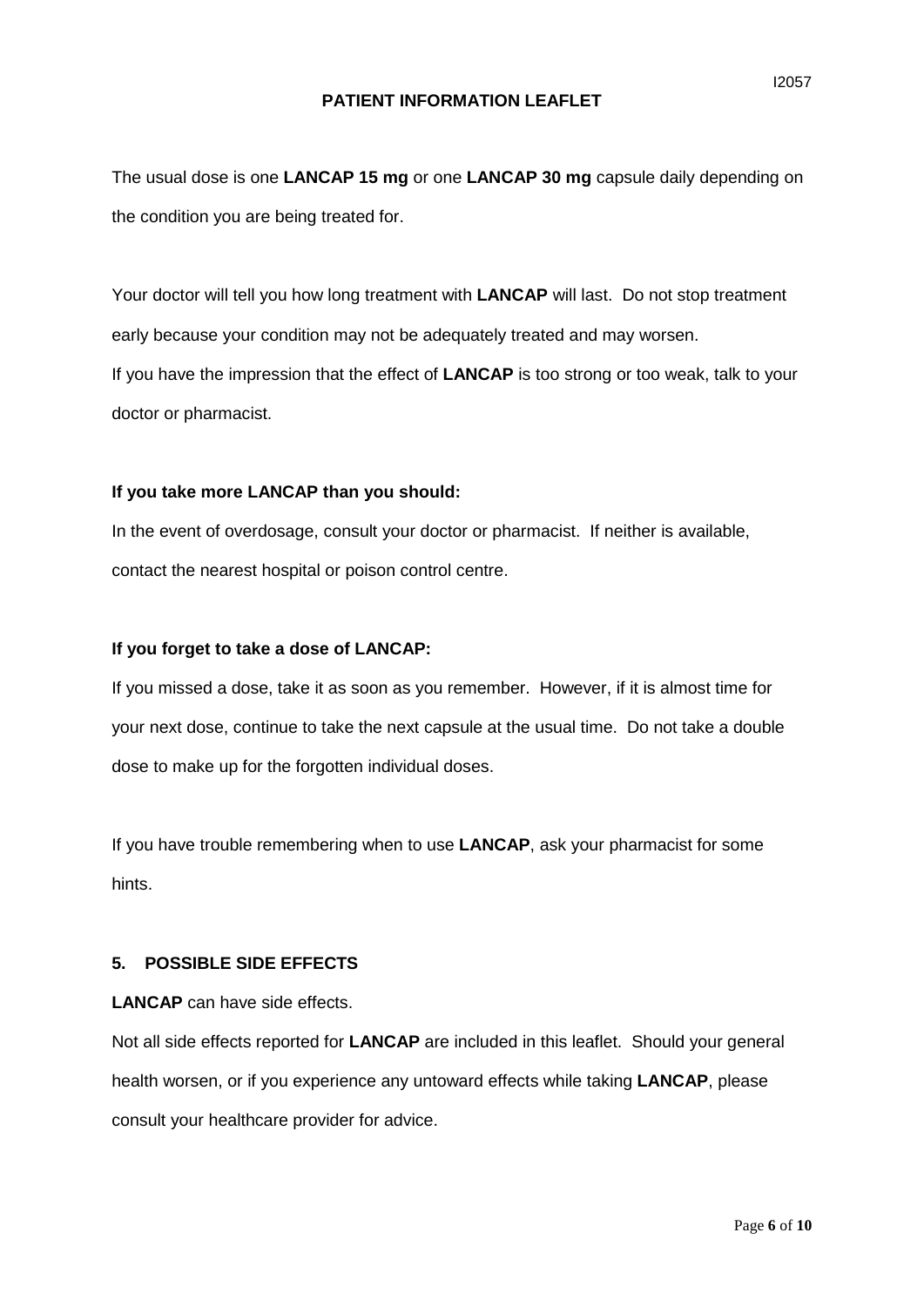The usual dose is one **LANCAP 15 mg** or one **LANCAP 30 mg** capsule daily depending on the condition you are being treated for.

Your doctor will tell you how long treatment with **LANCAP** will last. Do not stop treatment early because your condition may not be adequately treated and may worsen.
If you have the impression that the effect of **LANCAP** is too strong or too weak, talk to your doctor or pharmacist.

**If you take more LANCAP than you should:**

In the event of overdosage, consult your doctor or pharmacist. If neither is available, contact the nearest hospital or poison control centre.

**If you forget to take a dose of LANCAP:**

If you missed a dose, take it as soon as you remember. However, if it is almost time for your next dose, continue to take the next capsule at the usual time. Do not take a double dose to make up for the forgotten individual doses.

If you have trouble remembering when to use **LANCAP**, ask your pharmacist for some hints.

## 5. POSSIBLE SIDE EFFECTS

**LANCAP** can have side effects.

Not all side effects reported for **LANCAP** are included in this leaflet. Should your general health worsen, or if you experience any untoward effects while taking **LANCAP**, please consult your healthcare provider for advice.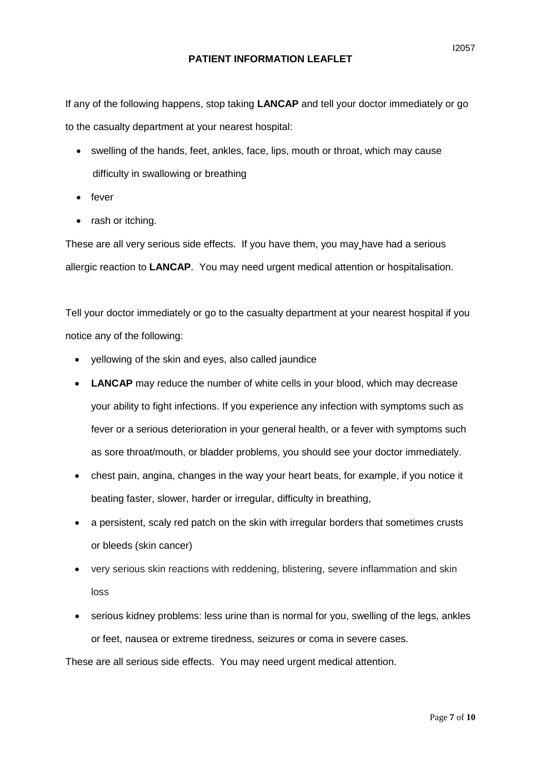If any of the following happens, stop taking **LANCAP** and tell your doctor immediately or go to the casualty department at your nearest hospital:

- swelling of the hands, feet, ankles, face, lips, mouth or throat, which may cause difficulty in swallowing or breathing
- fever
- rash or itching.

These are all very serious side effects. If you have them, you may have had a serious allergic reaction to **LANCAP**. You may need urgent medical attention or hospitalisation.

Tell your doctor immediately or go to the casualty department at your nearest hospital if you notice any of the following:

- yellowing of the skin and eyes, also called jaundice
- **LANCAP** may reduce the number of white cells in your blood, which may decrease your ability to fight infections. If you experience any infection with symptoms such as fever or a serious deterioration in your general health, or a fever with symptoms such as sore throat/mouth, or bladder problems, you should see your doctor immediately.
- chest pain, angina, changes in the way your heart beats, for example, if you notice it beating faster, slower, harder or irregular, difficulty in breathing,
- a persistent, scaly red patch on the skin with irregular borders that sometimes crusts or bleeds (skin cancer)
- very serious skin reactions with reddening, blistering, severe inflammation and skin loss
- serious kidney problems: less urine than is normal for you, swelling of the legs, ankles or feet, nausea or extreme tiredness, seizures or coma in severe cases.

These are all serious side effects. You may need urgent medical attention.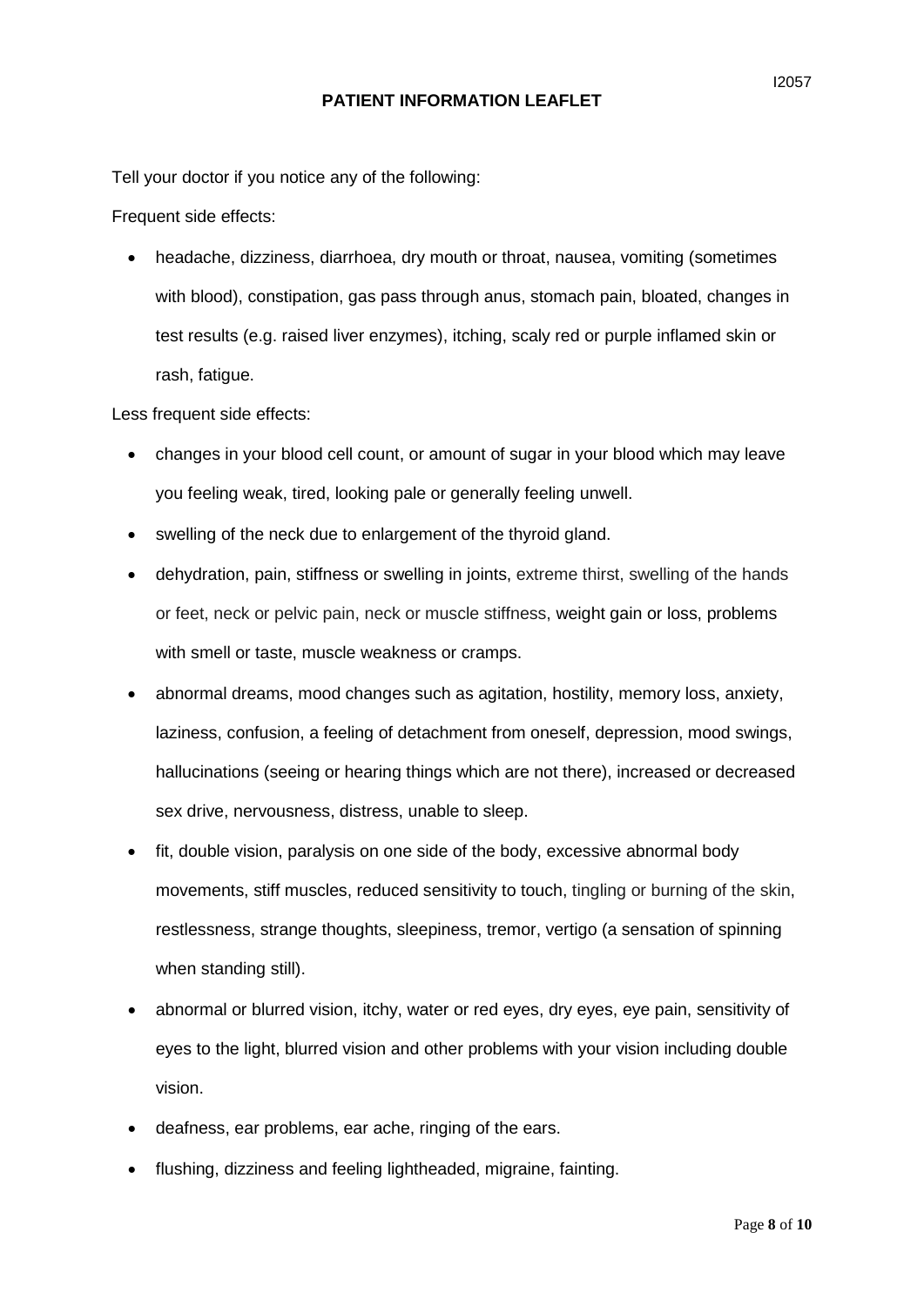Tell your doctor if you notice any of the following:

Frequent side effects:

- headache, dizziness, diarrhoea, dry mouth or throat, nausea, vomiting (sometimes with blood), constipation, gas pass through anus, stomach pain, bloated, changes in test results (e.g. raised liver enzymes), itching, scaly red or purple inflamed skin or rash, fatigue.

Less frequent side effects:

- changes in your blood cell count, or amount of sugar in your blood which may leave you feeling weak, tired, looking pale or generally feeling unwell.
- swelling of the neck due to enlargement of the thyroid gland.
- dehydration, pain, stiffness or swelling in joints, extreme thirst, swelling of the hands or feet, neck or pelvic pain, neck or muscle stiffness, weight gain or loss, problems with smell or taste, muscle weakness or cramps.
- abnormal dreams, mood changes such as agitation, hostility, memory loss, anxiety, laziness, confusion, a feeling of detachment from oneself, depression, mood swings, hallucinations (seeing or hearing things which are not there), increased or decreased sex drive, nervousness, distress, unable to sleep.
- fit, double vision, paralysis on one side of the body, excessive abnormal body movements, stiff muscles, reduced sensitivity to touch, tingling or burning of the skin, restlessness, strange thoughts, sleepiness, tremor, vertigo (a sensation of spinning when standing still).
- abnormal or blurred vision, itchy, water or red eyes, dry eyes, eye pain, sensitivity of eyes to the light, blurred vision and other problems with your vision including double vision.
- deafness, ear problems, ear ache, ringing of the ears.
- flushing, dizziness and feeling lightheaded, migraine, fainting.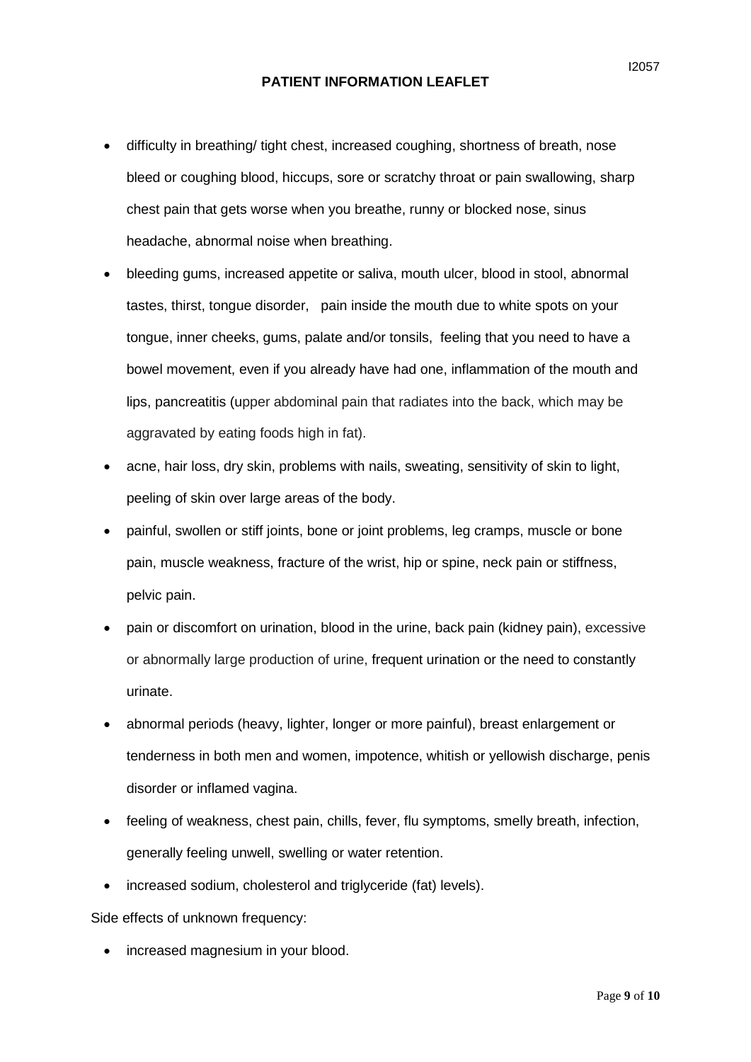- difficulty in breathing/ tight chest, increased coughing, shortness of breath, nose bleed or coughing blood, hiccups, sore or scratchy throat or pain swallowing, sharp chest pain that gets worse when you breathe, runny or blocked nose, sinus headache, abnormal noise when breathing.
- bleeding gums, increased appetite or saliva, mouth ulcer, blood in stool, abnormal tastes, thirst, tongue disorder, pain inside the mouth due to white spots on your tongue, inner cheeks, gums, palate and/or tonsils, feeling that you need to have a bowel movement, even if you already have had one, inflammation of the mouth and lips, pancreatitis (upper abdominal pain that radiates into the back, which may be aggravated by eating foods high in fat).
- acne, hair loss, dry skin, problems with nails, sweating, sensitivity of skin to light, peeling of skin over large areas of the body.
- painful, swollen or stiff joints, bone or joint problems, leg cramps, muscle or bone pain, muscle weakness, fracture of the wrist, hip or spine, neck pain or stiffness, pelvic pain.
- pain or discomfort on urination, blood in the urine, back pain (kidney pain), excessive or abnormally large production of urine, frequent urination or the need to constantly urinate.
- abnormal periods (heavy, lighter, longer or more painful), breast enlargement or tenderness in both men and women, impotence, whitish or yellowish discharge, penis disorder or inflamed vagina.
- feeling of weakness, chest pain, chills, fever, flu symptoms, smelly breath, infection, generally feeling unwell, swelling or water retention.
- increased sodium, cholesterol and triglyceride (fat) levels).

Side effects of unknown frequency:

- increased magnesium in your blood.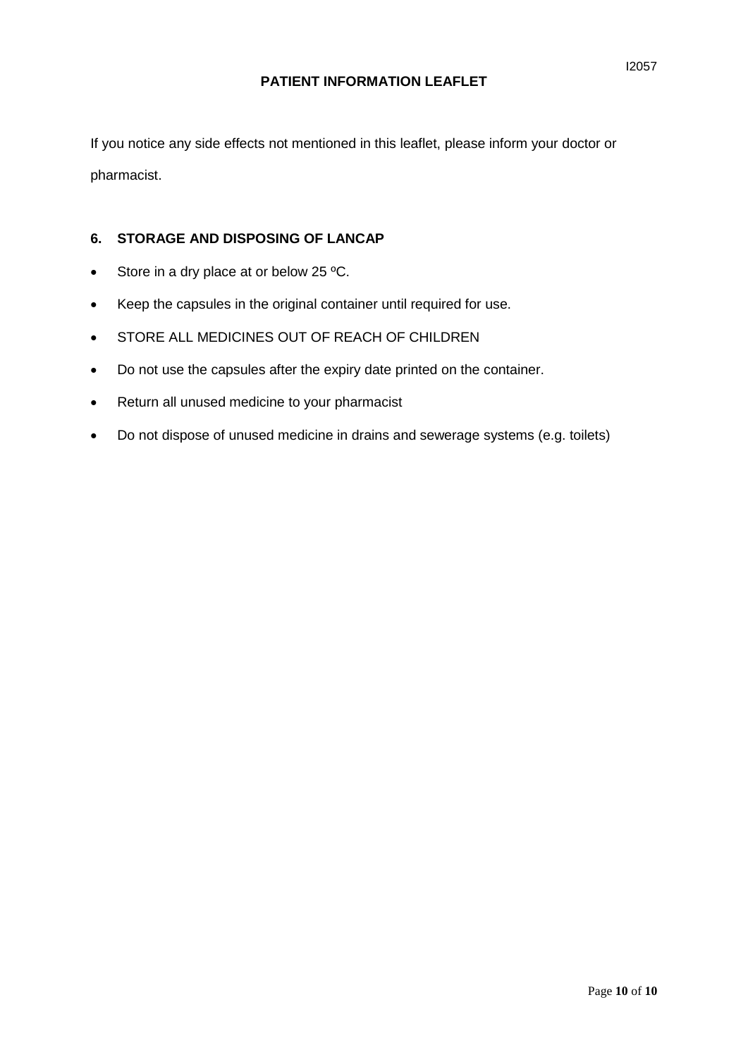If you notice any side effects not mentioned in this leaflet, please inform your doctor or pharmacist.

## 6. STORAGE AND DISPOSING OF LANCAP

- Store in a dry place at or below 25 ºC.
- Keep the capsules in the original container until required for use.
- STORE ALL MEDICINES OUT OF REACH OF CHILDREN
- Do not use the capsules after the expiry date printed on the container.
- Return all unused medicine to your pharmacist
- Do not dispose of unused medicine in drains and sewerage systems (e.g. toilets)